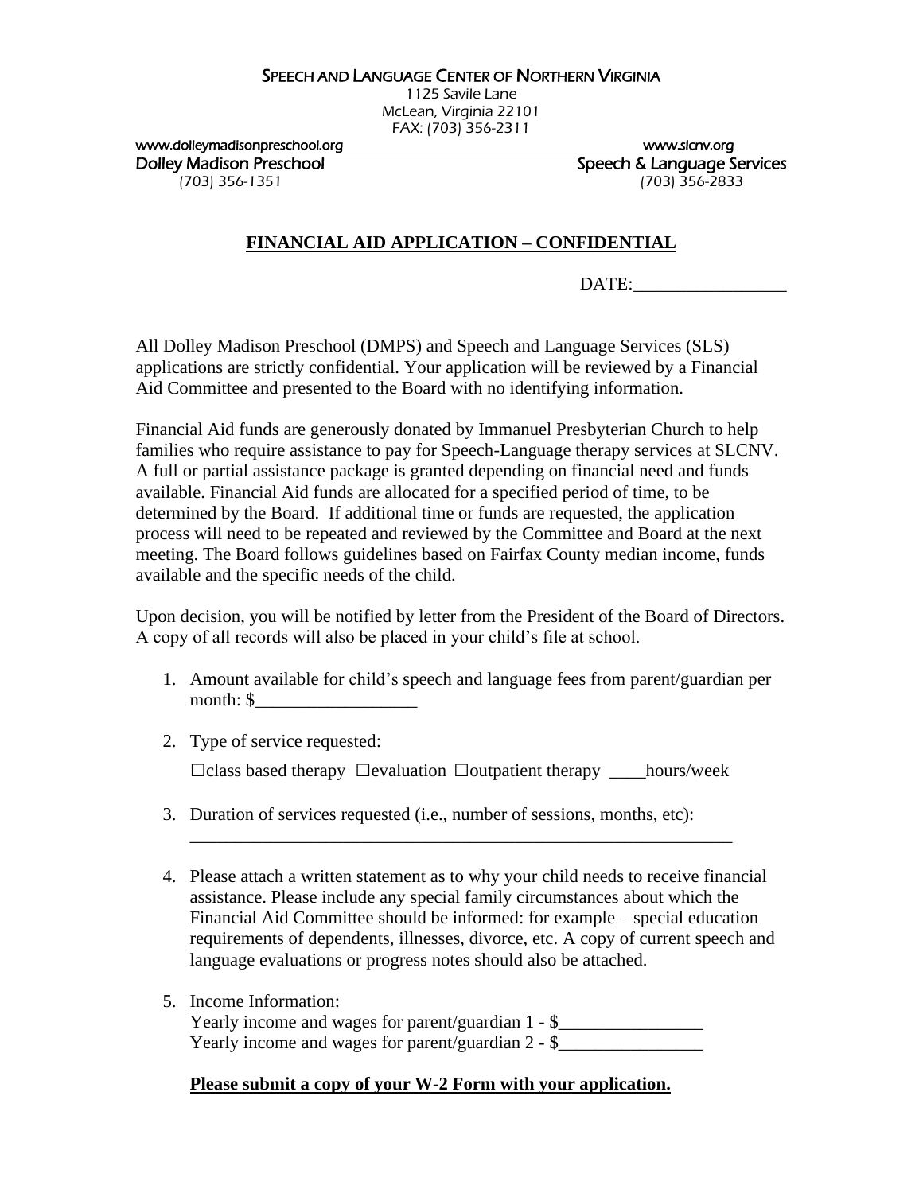SPEECH AND LANGUAGE CENTER OF NORTHERN VIRGINIA
1125 Savile Lane
McLean, Virginia 22101
FAX: (703) 356-2311

www.dolleymadisonpreschool.org www.slcnv.org

Dolley Madison Preschool
(703) 356-1351

Speech & Language Services
(703) 356-2833

## FINANCIAL AID APPLICATION – CONFIDENTIAL

DATE:_________________

All Dolley Madison Preschool (DMPS) and Speech and Language Services (SLS) applications are strictly confidential. Your application will be reviewed by a Financial Aid Committee and presented to the Board with no identifying information.

Financial Aid funds are generously donated by Immanuel Presbyterian Church to help families who require assistance to pay for Speech-Language therapy services at SLCNV. A full or partial assistance package is granted depending on financial need and funds available. Financial Aid funds are allocated for a specified period of time, to be determined by the Board. If additional time or funds are requested, the application process will need to be repeated and reviewed by the Committee and Board at the next meeting. The Board follows guidelines based on Fairfax County median income, funds available and the specific needs of the child.

Upon decision, you will be notified by letter from the President of the Board of Directors. A copy of all records will also be placed in your child's file at school.

1. Amount available for child's speech and language fees from parent/guardian per month: $__________________

2. Type of service requested:

   ☐class based therapy ☐evaluation ☐outpatient therapy ____hours/week

3. Duration of services requested (i.e., number of sessions, months, etc):
   ______________________________________________________________

4. Please attach a written statement as to why your child needs to receive financial assistance. Please include any special family circumstances about which the Financial Aid Committee should be informed: for example – special education requirements of dependents, illnesses, divorce, etc. A copy of current speech and language evaluations or progress notes should also be attached.

5. Income Information:
   Yearly income and wages for parent/guardian 1 - $________________
   Yearly income and wages for parent/guardian 2 - $________________

   **Please submit a copy of your W-2 Form with your application.**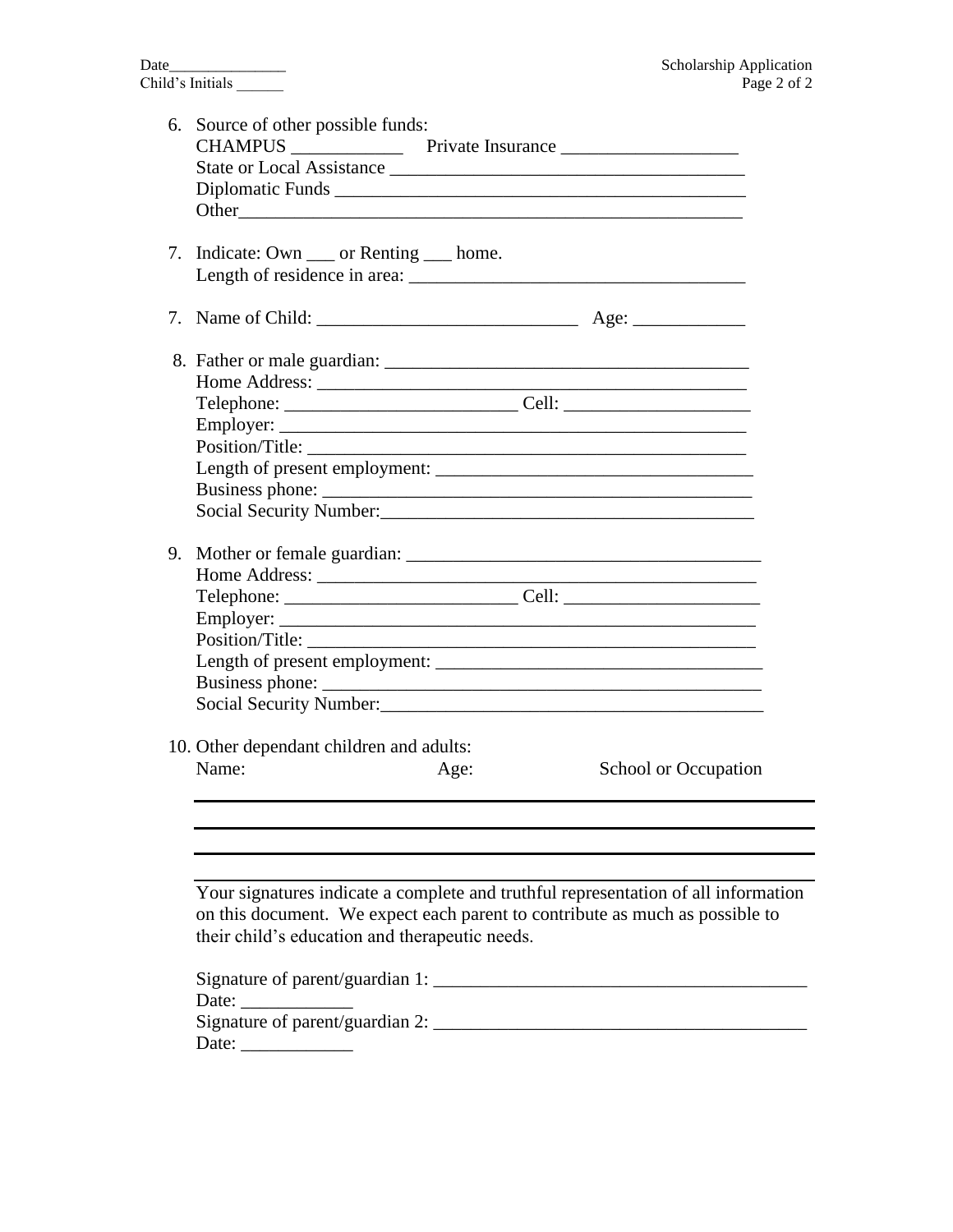Date______________
Child's Initials ______

6. Source of other possible funds:
   CHAMPUS ___________ Private Insurance __________________
   State or Local Assistance ____________________________________
   Diplomatic Funds ___________________________________________
   Other_____________________________________________________

7. Indicate: Own ___ or Renting ___ home.
   Length of residence in area: __________________________________

7. Name of Child: ___________________________ Age: ___________

8. Father or male guardian: ______________________________________
   Home Address: _____________________________________________
   Telephone: _______________________ Cell: __________________
   Employer: _________________________________________________
   Position/Title: _____________________________________________
   Length of present employment: _________________________________
   Business phone: _____________________________________________
   Social Security Number:_______________________________________

9. Mother or female guardian: ____________________________________
   Home Address: _____________________________________________
   Telephone: _______________________ Cell: ___________________
   Employer: _________________________________________________
   Position/Title: _____________________________________________
   Length of present employment: _________________________________
   Business phone: _____________________________________________
   Social Security Number:_______________________________________

10. Other dependant children and adults:

| Name: | Age: | School or Occupation |
|---|---|---|
| | | |
| | | |
| | | |

Your signatures indicate a complete and truthful representation of all information on this document. We expect each parent to contribute as much as possible to their child's education and therapeutic needs.

Signature of parent/guardian 1: ______________________________________
Date: ___________
Signature of parent/guardian 2: ______________________________________
Date: ___________